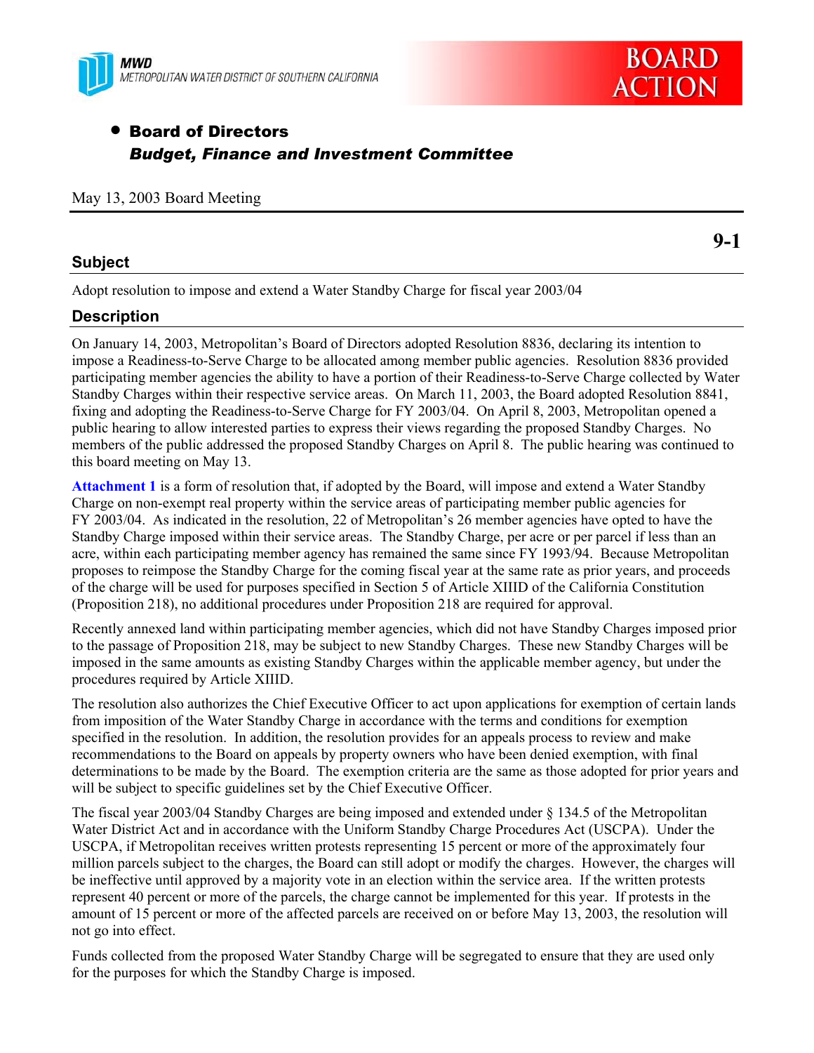MWD
METROPOLITAN WATER DISTRICT OF SOUTHERN CALIFORNIA

BOARD ACTION

- **Board of Directors**
  ***Budget, Finance and Investment Committee***

May 13, 2003 Board Meeting

**9-1**

## Subject

Adopt resolution to impose and extend a Water Standby Charge for fiscal year 2003/04

## Description

On January 14, 2003, Metropolitan's Board of Directors adopted Resolution 8836, declaring its intention to impose a Readiness-to-Serve Charge to be allocated among member public agencies. Resolution 8836 provided participating member agencies the ability to have a portion of their Readiness-to-Serve Charge collected by Water Standby Charges within their respective service areas. On March 11, 2003, the Board adopted Resolution 8841, fixing and adopting the Readiness-to-Serve Charge for FY 2003/04. On April 8, 2003, Metropolitan opened a public hearing to allow interested parties to express their views regarding the proposed Standby Charges. No members of the public addressed the proposed Standby Charges on April 8. The public hearing was continued to this board meeting on May 13.

**Attachment 1** is a form of resolution that, if adopted by the Board, will impose and extend a Water Standby Charge on non-exempt real property within the service areas of participating member public agencies for FY 2003/04. As indicated in the resolution, 22 of Metropolitan's 26 member agencies have opted to have the Standby Charge imposed within their service areas. The Standby Charge, per acre or per parcel if less than an acre, within each participating member agency has remained the same since FY 1993/94. Because Metropolitan proposes to reimpose the Standby Charge for the coming fiscal year at the same rate as prior years, and proceeds of the charge will be used for purposes specified in Section 5 of Article XIIID of the California Constitution (Proposition 218), no additional procedures under Proposition 218 are required for approval.

Recently annexed land within participating member agencies, which did not have Standby Charges imposed prior to the passage of Proposition 218, may be subject to new Standby Charges. These new Standby Charges will be imposed in the same amounts as existing Standby Charges within the applicable member agency, but under the procedures required by Article XIIID.

The resolution also authorizes the Chief Executive Officer to act upon applications for exemption of certain lands from imposition of the Water Standby Charge in accordance with the terms and conditions for exemption specified in the resolution. In addition, the resolution provides for an appeals process to review and make recommendations to the Board on appeals by property owners who have been denied exemption, with final determinations to be made by the Board. The exemption criteria are the same as those adopted for prior years and will be subject to specific guidelines set by the Chief Executive Officer.

The fiscal year 2003/04 Standby Charges are being imposed and extended under § 134.5 of the Metropolitan Water District Act and in accordance with the Uniform Standby Charge Procedures Act (USCPA). Under the USCPA, if Metropolitan receives written protests representing 15 percent or more of the approximately four million parcels subject to the charges, the Board can still adopt or modify the charges. However, the charges will be ineffective until approved by a majority vote in an election within the service area. If the written protests represent 40 percent or more of the parcels, the charge cannot be implemented for this year. If protests in the amount of 15 percent or more of the affected parcels are received on or before May 13, 2003, the resolution will not go into effect.

Funds collected from the proposed Water Standby Charge will be segregated to ensure that they are used only for the purposes for which the Standby Charge is imposed.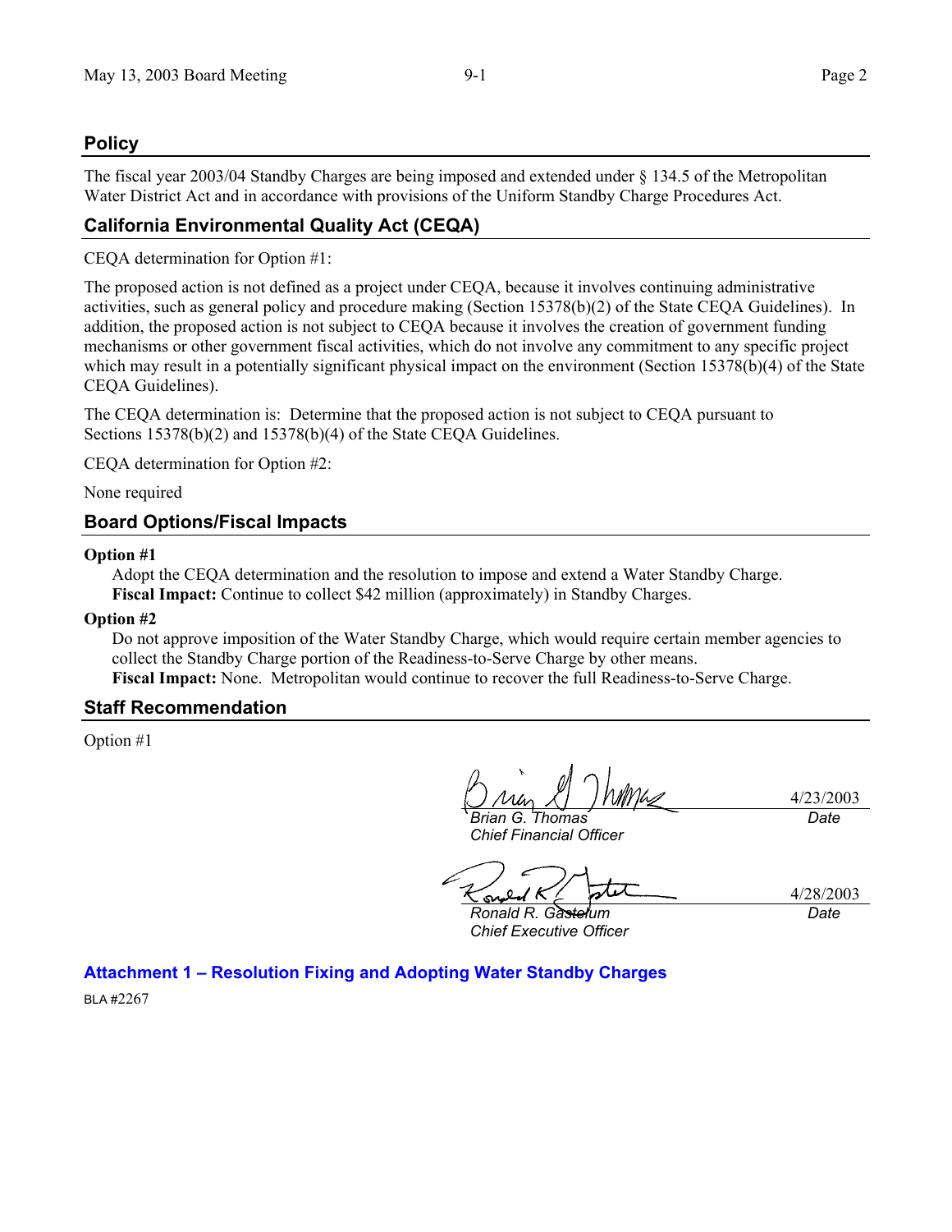## Policy

The fiscal year 2003/04 Standby Charges are being imposed and extended under § 134.5 of the Metropolitan Water District Act and in accordance with provisions of the Uniform Standby Charge Procedures Act.

## California Environmental Quality Act (CEQA)

CEQA determination for Option #1:

The proposed action is not defined as a project under CEQA, because it involves continuing administrative activities, such as general policy and procedure making (Section 15378(b)(2) of the State CEQA Guidelines). In addition, the proposed action is not subject to CEQA because it involves the creation of government funding mechanisms or other government fiscal activities, which do not involve any commitment to any specific project which may result in a potentially significant physical impact on the environment (Section 15378(b)(4) of the State CEQA Guidelines).

The CEQA determination is: Determine that the proposed action is not subject to CEQA pursuant to Sections 15378(b)(2) and 15378(b)(4) of the State CEQA Guidelines.

CEQA determination for Option #2:

None required

## Board Options/Fiscal Impacts

**Option #1**

Adopt the CEQA determination and the resolution to impose and extend a Water Standby Charge.
**Fiscal Impact:** Continue to collect $42 million (approximately) in Standby Charges.

**Option #2**

Do not approve imposition of the Water Standby Charge, which would require certain member agencies to collect the Standby Charge portion of the Readiness-to-Serve Charge by other means.
**Fiscal Impact:** None. Metropolitan would continue to recover the full Readiness-to-Serve Charge.

## Staff Recommendation

Option #1

| | |
|---|---|
| *Brian G. Thomas*<br>*Chief Financial Officer* | 4/23/2003<br>*Date* |
| *Ronald R. Gastelum*<br>*Chief Executive Officer* | 4/28/2003<br>*Date* |

**Attachment 1 – Resolution Fixing and Adopting Water Standby Charges**

BLA #2267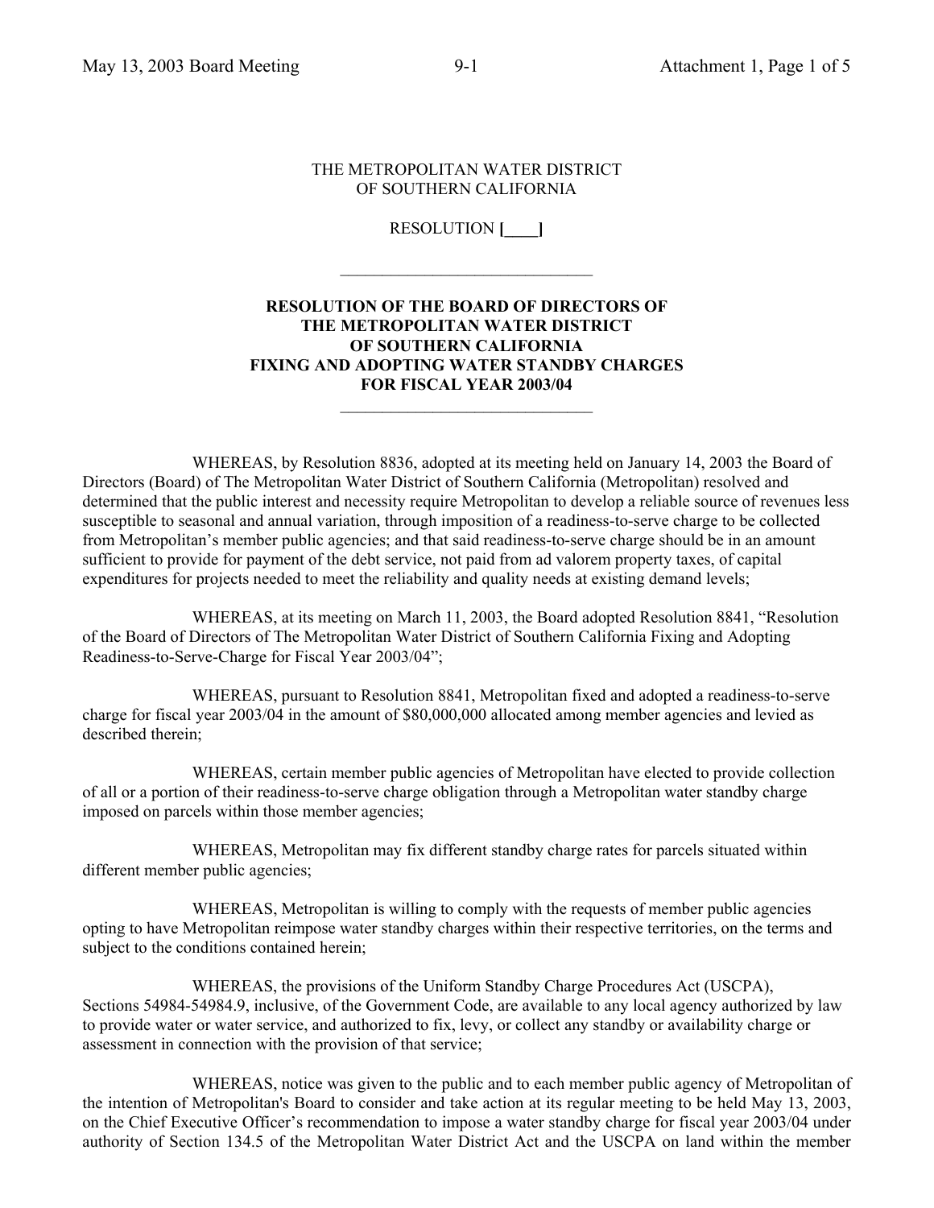THE METROPOLITAN WATER DISTRICT
OF SOUTHERN CALIFORNIA

RESOLUTION **[____]**

______________________________

**RESOLUTION OF THE BOARD OF DIRECTORS OF THE METROPOLITAN WATER DISTRICT OF SOUTHERN CALIFORNIA FIXING AND ADOPTING WATER STANDBY CHARGES FOR FISCAL YEAR 2003/04**

______________________________

WHEREAS, by Resolution 8836, adopted at its meeting held on January 14, 2003 the Board of Directors (Board) of The Metropolitan Water District of Southern California (Metropolitan) resolved and determined that the public interest and necessity require Metropolitan to develop a reliable source of revenues less susceptible to seasonal and annual variation, through imposition of a readiness-to-serve charge to be collected from Metropolitan's member public agencies; and that said readiness-to-serve charge should be in an amount sufficient to provide for payment of the debt service, not paid from ad valorem property taxes, of capital expenditures for projects needed to meet the reliability and quality needs at existing demand levels;

WHEREAS, at its meeting on March 11, 2003, the Board adopted Resolution 8841, "Resolution of the Board of Directors of The Metropolitan Water District of Southern California Fixing and Adopting Readiness-to-Serve-Charge for Fiscal Year 2003/04";

WHEREAS, pursuant to Resolution 8841, Metropolitan fixed and adopted a readiness-to-serve charge for fiscal year 2003/04 in the amount of $80,000,000 allocated among member agencies and levied as described therein;

WHEREAS, certain member public agencies of Metropolitan have elected to provide collection of all or a portion of their readiness-to-serve charge obligation through a Metropolitan water standby charge imposed on parcels within those member agencies;

WHEREAS, Metropolitan may fix different standby charge rates for parcels situated within different member public agencies;

WHEREAS, Metropolitan is willing to comply with the requests of member public agencies opting to have Metropolitan reimpose water standby charges within their respective territories, on the terms and subject to the conditions contained herein;

WHEREAS, the provisions of the Uniform Standby Charge Procedures Act (USCPA), Sections 54984-54984.9, inclusive, of the Government Code, are available to any local agency authorized by law to provide water or water service, and authorized to fix, levy, or collect any standby or availability charge or assessment in connection with the provision of that service;

WHEREAS, notice was given to the public and to each member public agency of Metropolitan of the intention of Metropolitan's Board to consider and take action at its regular meeting to be held May 13, 2003, on the Chief Executive Officer's recommendation to impose a water standby charge for fiscal year 2003/04 under authority of Section 134.5 of the Metropolitan Water District Act and the USCPA on land within the member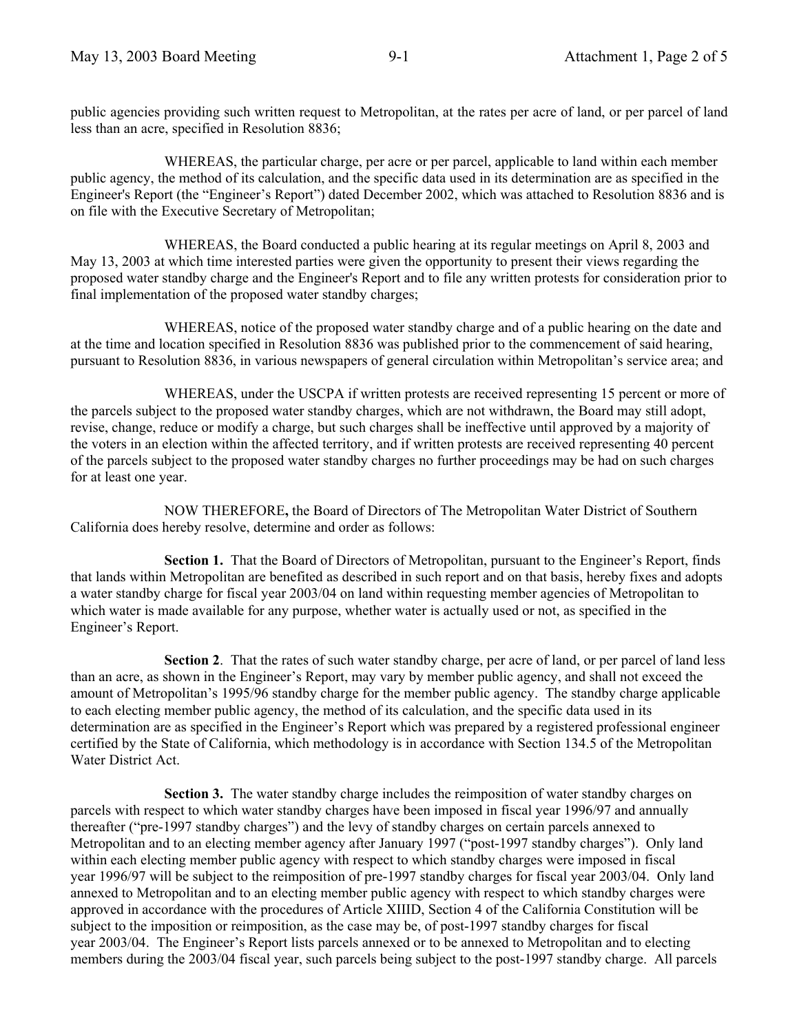public agencies providing such written request to Metropolitan, at the rates per acre of land, or per parcel of land less than an acre, specified in Resolution 8836;

WHEREAS, the particular charge, per acre or per parcel, applicable to land within each member public agency, the method of its calculation, and the specific data used in its determination are as specified in the Engineer's Report (the "Engineer's Report") dated December 2002, which was attached to Resolution 8836 and is on file with the Executive Secretary of Metropolitan;

WHEREAS, the Board conducted a public hearing at its regular meetings on April 8, 2003 and May 13, 2003 at which time interested parties were given the opportunity to present their views regarding the proposed water standby charge and the Engineer's Report and to file any written protests for consideration prior to final implementation of the proposed water standby charges;

WHEREAS, notice of the proposed water standby charge and of a public hearing on the date and at the time and location specified in Resolution 8836 was published prior to the commencement of said hearing, pursuant to Resolution 8836, in various newspapers of general circulation within Metropolitan's service area; and

WHEREAS, under the USCPA if written protests are received representing 15 percent or more of the parcels subject to the proposed water standby charges, which are not withdrawn, the Board may still adopt, revise, change, reduce or modify a charge, but such charges shall be ineffective until approved by a majority of the voters in an election within the affected territory, and if written protests are received representing 40 percent of the parcels subject to the proposed water standby charges no further proceedings may be had on such charges for at least one year.

NOW THEREFORE**,** the Board of Directors of The Metropolitan Water District of Southern California does hereby resolve, determine and order as follows:

**Section 1.** That the Board of Directors of Metropolitan, pursuant to the Engineer's Report, finds that lands within Metropolitan are benefited as described in such report and on that basis, hereby fixes and adopts a water standby charge for fiscal year 2003/04 on land within requesting member agencies of Metropolitan to which water is made available for any purpose, whether water is actually used or not, as specified in the Engineer's Report.

**Section 2**. That the rates of such water standby charge, per acre of land, or per parcel of land less than an acre, as shown in the Engineer's Report, may vary by member public agency, and shall not exceed the amount of Metropolitan's 1995/96 standby charge for the member public agency. The standby charge applicable to each electing member public agency, the method of its calculation, and the specific data used in its determination are as specified in the Engineer's Report which was prepared by a registered professional engineer certified by the State of California, which methodology is in accordance with Section 134.5 of the Metropolitan Water District Act.

**Section 3.** The water standby charge includes the reimposition of water standby charges on parcels with respect to which water standby charges have been imposed in fiscal year 1996/97 and annually thereafter ("pre-1997 standby charges") and the levy of standby charges on certain parcels annexed to Metropolitan and to an electing member agency after January 1997 ("post-1997 standby charges"). Only land within each electing member public agency with respect to which standby charges were imposed in fiscal year 1996/97 will be subject to the reimposition of pre-1997 standby charges for fiscal year 2003/04. Only land annexed to Metropolitan and to an electing member public agency with respect to which standby charges were approved in accordance with the procedures of Article XIIID, Section 4 of the California Constitution will be subject to the imposition or reimposition, as the case may be, of post-1997 standby charges for fiscal year 2003/04. The Engineer's Report lists parcels annexed or to be annexed to Metropolitan and to electing members during the 2003/04 fiscal year, such parcels being subject to the post-1997 standby charge. All parcels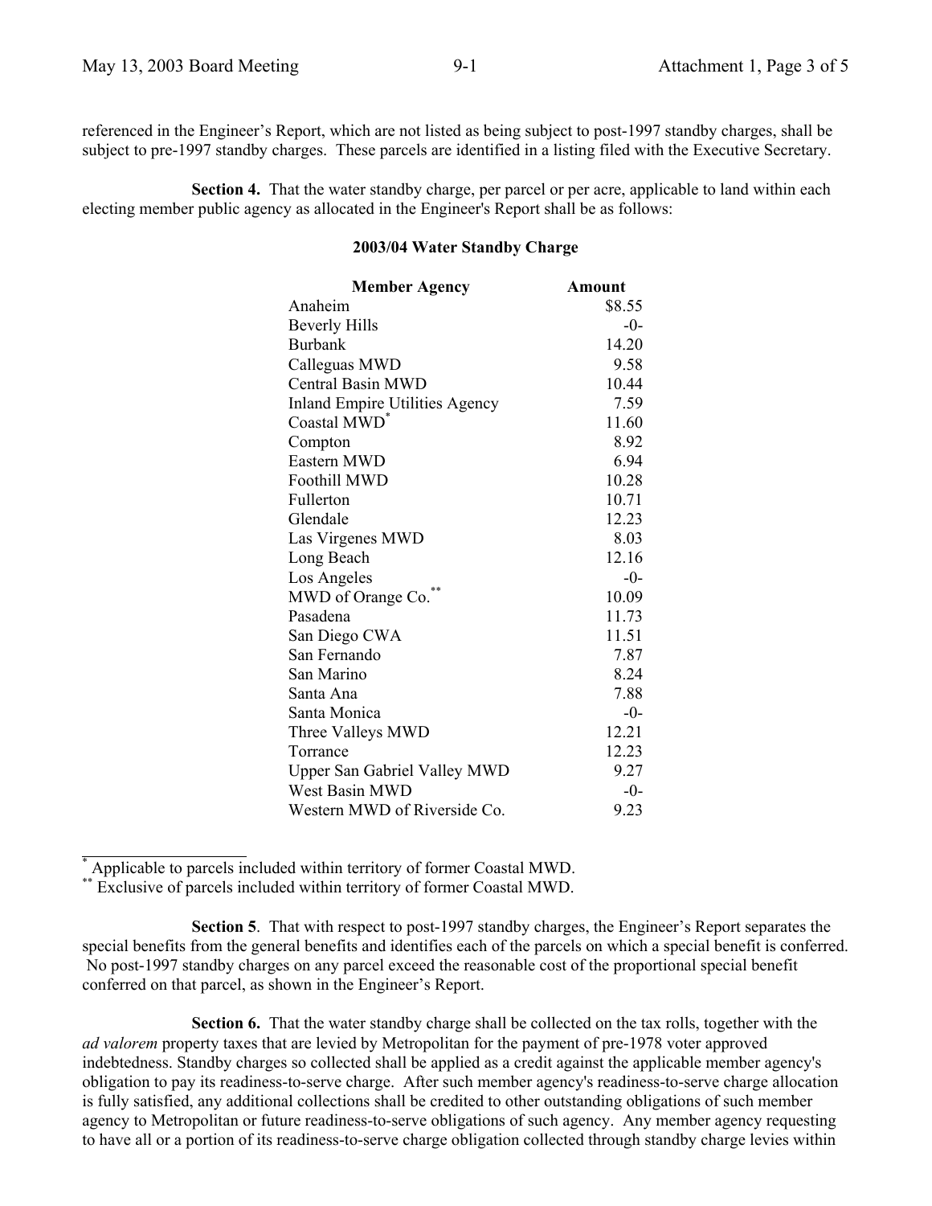referenced in the Engineer's Report, which are not listed as being subject to post-1997 standby charges, shall be subject to pre-1997 standby charges. These parcels are identified in a listing filed with the Executive Secretary.

**Section 4.** That the water standby charge, per parcel or per acre, applicable to land within each electing member public agency as allocated in the Engineer's Report shall be as follows:

**2003/04 Water Standby Charge**

| Member Agency | Amount |
|---|---|
| Anaheim | $8.55 |
| Beverly Hills | -0- |
| Burbank | 14.20 |
| Calleguas MWD | 9.58 |
| Central Basin MWD | 10.44 |
| Inland Empire Utilities Agency | 7.59 |
| Coastal MWD* | 11.60 |
| Compton | 8.92 |
| Eastern MWD | 6.94 |
| Foothill MWD | 10.28 |
| Fullerton | 10.71 |
| Glendale | 12.23 |
| Las Virgenes MWD | 8.03 |
| Long Beach | 12.16 |
| Los Angeles | -0- |
| MWD of Orange Co.** | 10.09 |
| Pasadena | 11.73 |
| San Diego CWA | 11.51 |
| San Fernando | 7.87 |
| San Marino | 8.24 |
| Santa Ana | 7.88 |
| Santa Monica | -0- |
| Three Valleys MWD | 12.21 |
| Torrance | 12.23 |
| Upper San Gabriel Valley MWD | 9.27 |
| West Basin MWD | -0- |
| Western MWD of Riverside Co. | 9.23 |

\* Applicable to parcels included within territory of former Coastal MWD.
\** Exclusive of parcels included within territory of former Coastal MWD.

**Section 5**. That with respect to post-1997 standby charges, the Engineer's Report separates the special benefits from the general benefits and identifies each of the parcels on which a special benefit is conferred. No post-1997 standby charges on any parcel exceed the reasonable cost of the proportional special benefit conferred on that parcel, as shown in the Engineer's Report.

**Section 6.** That the water standby charge shall be collected on the tax rolls, together with the *ad valorem* property taxes that are levied by Metropolitan for the payment of pre-1978 voter approved indebtedness. Standby charges so collected shall be applied as a credit against the applicable member agency's obligation to pay its readiness-to-serve charge. After such member agency's readiness-to-serve charge allocation is fully satisfied, any additional collections shall be credited to other outstanding obligations of such member agency to Metropolitan or future readiness-to-serve obligations of such agency. Any member agency requesting to have all or a portion of its readiness-to-serve charge obligation collected through standby charge levies within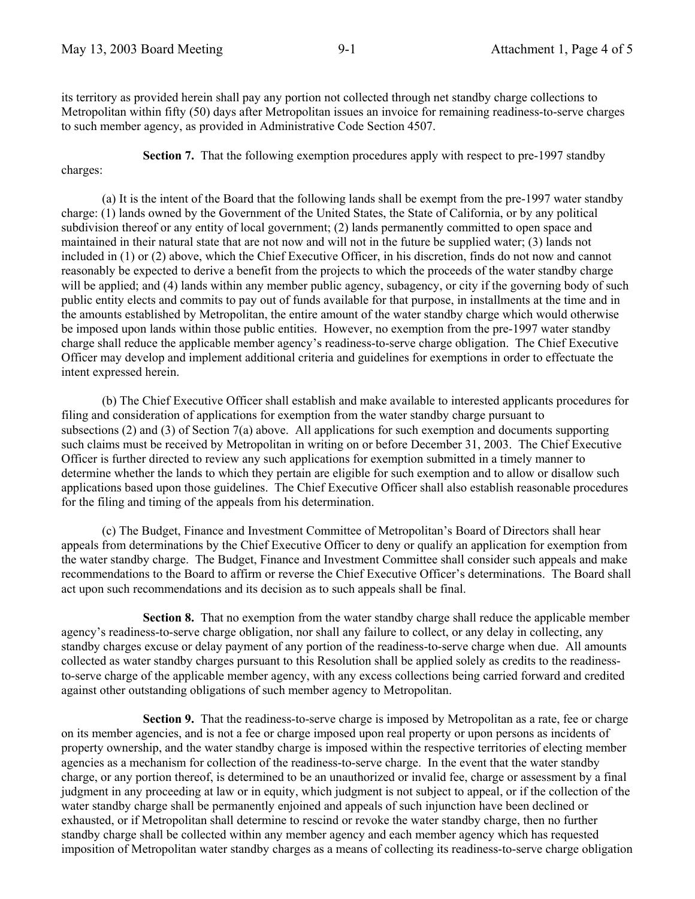its territory as provided herein shall pay any portion not collected through net standby charge collections to Metropolitan within fifty (50) days after Metropolitan issues an invoice for remaining readiness-to-serve charges to such member agency, as provided in Administrative Code Section 4507.

**Section 7.** That the following exemption procedures apply with respect to pre-1997 standby charges:

(a) It is the intent of the Board that the following lands shall be exempt from the pre-1997 water standby charge: (1) lands owned by the Government of the United States, the State of California, or by any political subdivision thereof or any entity of local government; (2) lands permanently committed to open space and maintained in their natural state that are not now and will not in the future be supplied water; (3) lands not included in (1) or (2) above, which the Chief Executive Officer, in his discretion, finds do not now and cannot reasonably be expected to derive a benefit from the projects to which the proceeds of the water standby charge will be applied; and (4) lands within any member public agency, subagency, or city if the governing body of such public entity elects and commits to pay out of funds available for that purpose, in installments at the time and in the amounts established by Metropolitan, the entire amount of the water standby charge which would otherwise be imposed upon lands within those public entities. However, no exemption from the pre-1997 water standby charge shall reduce the applicable member agency's readiness-to-serve charge obligation. The Chief Executive Officer may develop and implement additional criteria and guidelines for exemptions in order to effectuate the intent expressed herein.

(b) The Chief Executive Officer shall establish and make available to interested applicants procedures for filing and consideration of applications for exemption from the water standby charge pursuant to subsections (2) and (3) of Section 7(a) above. All applications for such exemption and documents supporting such claims must be received by Metropolitan in writing on or before December 31, 2003. The Chief Executive Officer is further directed to review any such applications for exemption submitted in a timely manner to determine whether the lands to which they pertain are eligible for such exemption and to allow or disallow such applications based upon those guidelines. The Chief Executive Officer shall also establish reasonable procedures for the filing and timing of the appeals from his determination.

(c) The Budget, Finance and Investment Committee of Metropolitan's Board of Directors shall hear appeals from determinations by the Chief Executive Officer to deny or qualify an application for exemption from the water standby charge. The Budget, Finance and Investment Committee shall consider such appeals and make recommendations to the Board to affirm or reverse the Chief Executive Officer's determinations. The Board shall act upon such recommendations and its decision as to such appeals shall be final.

**Section 8.** That no exemption from the water standby charge shall reduce the applicable member agency's readiness-to-serve charge obligation, nor shall any failure to collect, or any delay in collecting, any standby charges excuse or delay payment of any portion of the readiness-to-serve charge when due. All amounts collected as water standby charges pursuant to this Resolution shall be applied solely as credits to the readiness-to-serve charge of the applicable member agency, with any excess collections being carried forward and credited against other outstanding obligations of such member agency to Metropolitan.

**Section 9.** That the readiness-to-serve charge is imposed by Metropolitan as a rate, fee or charge on its member agencies, and is not a fee or charge imposed upon real property or upon persons as incidents of property ownership, and the water standby charge is imposed within the respective territories of electing member agencies as a mechanism for collection of the readiness-to-serve charge. In the event that the water standby charge, or any portion thereof, is determined to be an unauthorized or invalid fee, charge or assessment by a final judgment in any proceeding at law or in equity, which judgment is not subject to appeal, or if the collection of the water standby charge shall be permanently enjoined and appeals of such injunction have been declined or exhausted, or if Metropolitan shall determine to rescind or revoke the water standby charge, then no further standby charge shall be collected within any member agency and each member agency which has requested imposition of Metropolitan water standby charges as a means of collecting its readiness-to-serve charge obligation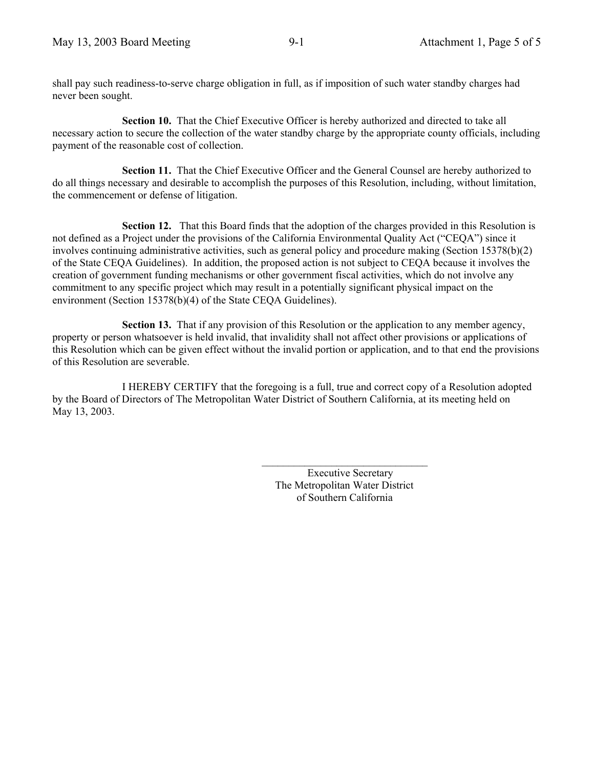shall pay such readiness-to-serve charge obligation in full, as if imposition of such water standby charges had never been sought.

**Section 10.** That the Chief Executive Officer is hereby authorized and directed to take all necessary action to secure the collection of the water standby charge by the appropriate county officials, including payment of the reasonable cost of collection.

**Section 11.** That the Chief Executive Officer and the General Counsel are hereby authorized to do all things necessary and desirable to accomplish the purposes of this Resolution, including, without limitation, the commencement or defense of litigation.

**Section 12.** That this Board finds that the adoption of the charges provided in this Resolution is not defined as a Project under the provisions of the California Environmental Quality Act ("CEQA") since it involves continuing administrative activities, such as general policy and procedure making (Section 15378(b)(2) of the State CEQA Guidelines). In addition, the proposed action is not subject to CEQA because it involves the creation of government funding mechanisms or other government fiscal activities, which do not involve any commitment to any specific project which may result in a potentially significant physical impact on the environment (Section 15378(b)(4) of the State CEQA Guidelines).

**Section 13.** That if any provision of this Resolution or the application to any member agency, property or person whatsoever is held invalid, that invalidity shall not affect other provisions or applications of this Resolution which can be given effect without the invalid portion or application, and to that end the provisions of this Resolution are severable.

I HEREBY CERTIFY that the foregoing is a full, true and correct copy of a Resolution adopted by the Board of Directors of The Metropolitan Water District of Southern California, at its meeting held on May 13, 2003.

\_\_\_\_\_\_\_\_\_\_\_\_\_\_\_\_\_\_\_\_\_\_\_\_\_\_\_\_\_\_\_\_

Executive Secretary
The Metropolitan Water District
of Southern California